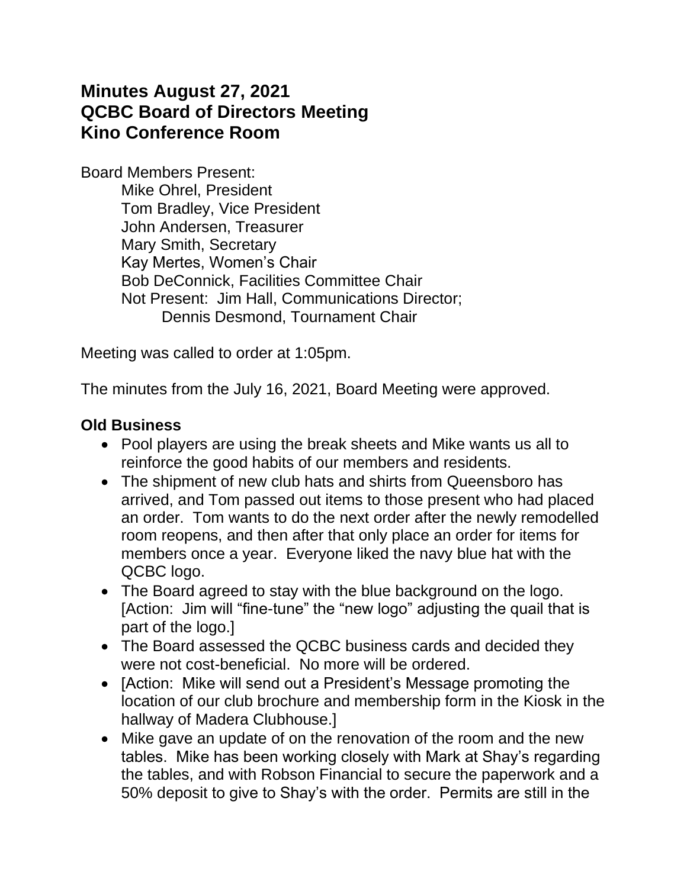# Minutes August 27, 2021
# QCBC Board of Directors Meeting
# Kino Conference Room

Board Members Present:

Mike Ohrel, President
Tom Bradley, Vice President
John Andersen, Treasurer
Mary Smith, Secretary
Kay Mertes, Women's Chair
Bob DeConnick, Facilities Committee Chair
Not Present: Jim Hall, Communications Director;
Dennis Desmond, Tournament Chair

Meeting was called to order at 1:05pm.

The minutes from the July 16, 2021, Board Meeting were approved.

## Old Business

- Pool players are using the break sheets and Mike wants us all to reinforce the good habits of our members and residents.
- The shipment of new club hats and shirts from Queensboro has arrived, and Tom passed out items to those present who had placed an order. Tom wants to do the next order after the newly remodelled room reopens, and then after that only place an order for items for members once a year. Everyone liked the navy blue hat with the QCBC logo.
- The Board agreed to stay with the blue background on the logo. [Action: Jim will "fine-tune" the "new logo" adjusting the quail that is part of the logo.]
- The Board assessed the QCBC business cards and decided they were not cost-beneficial. No more will be ordered.
- [Action: Mike will send out a President's Message promoting the location of our club brochure and membership form in the Kiosk in the hallway of Madera Clubhouse.]
- Mike gave an update of on the renovation of the room and the new tables. Mike has been working closely with Mark at Shay's regarding the tables, and with Robson Financial to secure the paperwork and a 50% deposit to give to Shay's with the order. Permits are still in the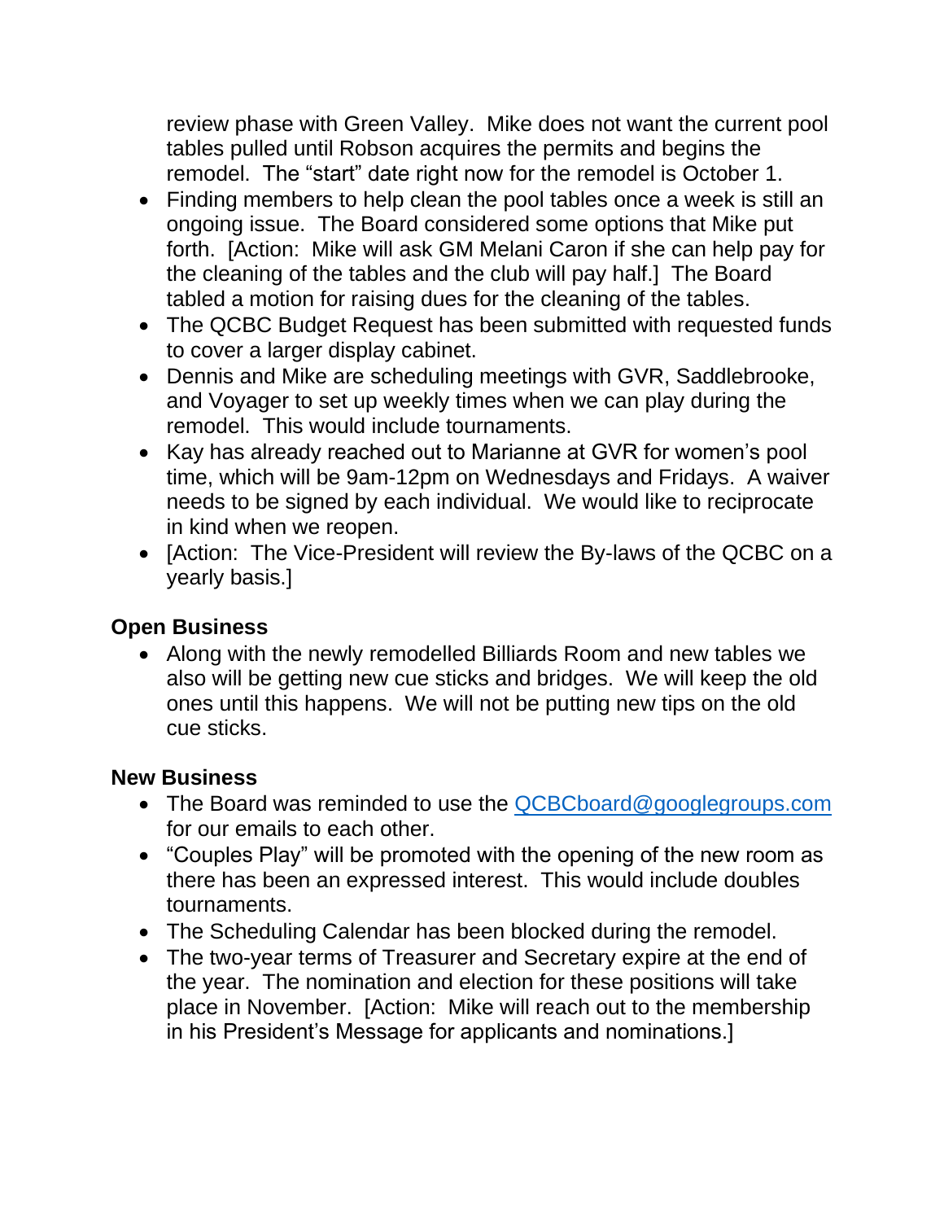review phase with Green Valley. Mike does not want the current pool tables pulled until Robson acquires the permits and begins the remodel. The "start" date right now for the remodel is October 1.

- Finding members to help clean the pool tables once a week is still an ongoing issue. The Board considered some options that Mike put forth. [Action: Mike will ask GM Melani Caron if she can help pay for the cleaning of the tables and the club will pay half.] The Board tabled a motion for raising dues for the cleaning of the tables.
- The QCBC Budget Request has been submitted with requested funds to cover a larger display cabinet.
- Dennis and Mike are scheduling meetings with GVR, Saddlebrooke, and Voyager to set up weekly times when we can play during the remodel. This would include tournaments.
- Kay has already reached out to Marianne at GVR for women's pool time, which will be 9am-12pm on Wednesdays and Fridays. A waiver needs to be signed by each individual. We would like to reciprocate in kind when we reopen.
- [Action: The Vice-President will review the By-laws of the QCBC on a yearly basis.]

**Open Business**

- Along with the newly remodelled Billiards Room and new tables we also will be getting new cue sticks and bridges. We will keep the old ones until this happens. We will not be putting new tips on the old cue sticks.

**New Business**

- The Board was reminded to use the QCBCboard@googlegroups.com for our emails to each other.
- "Couples Play" will be promoted with the opening of the new room as there has been an expressed interest. This would include doubles tournaments.
- The Scheduling Calendar has been blocked during the remodel.
- The two-year terms of Treasurer and Secretary expire at the end of the year. The nomination and election for these positions will take place in November. [Action: Mike will reach out to the membership in his President's Message for applicants and nominations.]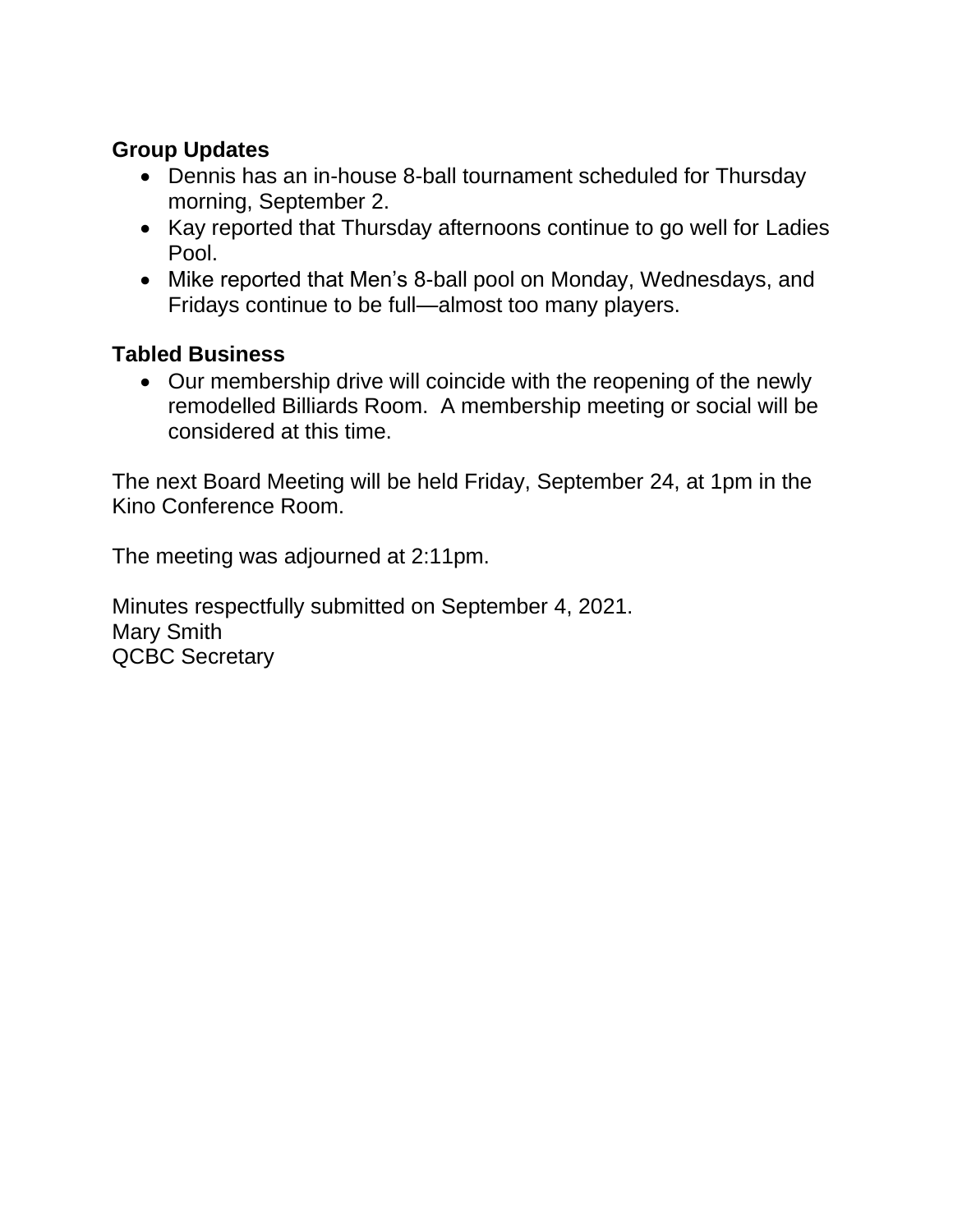**Group Updates**

- Dennis has an in-house 8-ball tournament scheduled for Thursday morning, September 2.
- Kay reported that Thursday afternoons continue to go well for Ladies Pool.
- Mike reported that Men's 8-ball pool on Monday, Wednesdays, and Fridays continue to be full—almost too many players.

**Tabled Business**

- Our membership drive will coincide with the reopening of the newly remodelled Billiards Room. A membership meeting or social will be considered at this time.

The next Board Meeting will be held Friday, September 24, at 1pm in the Kino Conference Room.

The meeting was adjourned at 2:11pm.

Minutes respectfully submitted on September 4, 2021.
Mary Smith
QCBC Secretary